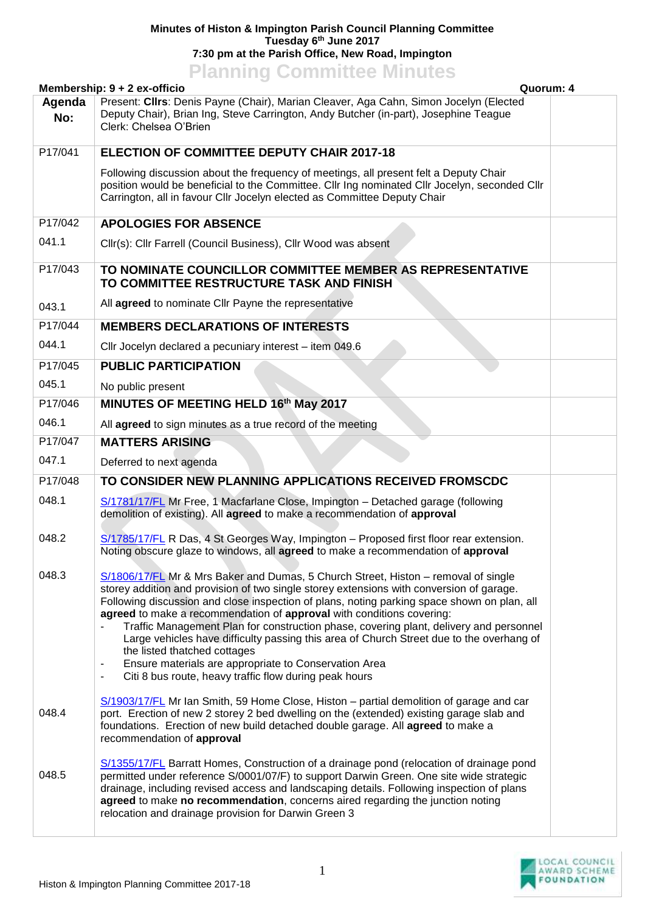**Minutes of Histon & Impington Parish Council Planning Committee**
**Tuesday 6th June 2017**
**7:30 pm at the Parish Office, New Road, Impington**

# Planning Committee Minutes

**Membership: 9 + 2 ex-officio** **Quorum: 4**

| Agenda No: | | |
|---|---|---|
| | Present: **Cllrs**: Denis Payne (Chair), Marian Cleaver, Aga Cahn, Simon Jocelyn (Elected Deputy Chair), Brian Ing, Steve Carrington, Andy Butcher (in-part), Josephine Teague<br>Clerk: Chelsea O'Brien | |
| P17/041 | **ELECTION OF COMMITTEE DEPUTY CHAIR 2017-18**<br><br>Following discussion about the frequency of meetings, all present felt a Deputy Chair position would be beneficial to the Committee. Cllr Ing nominated Cllr Jocelyn, seconded Cllr Carrington, all in favour Cllr Jocelyn elected as Committee Deputy Chair | |
| P17/042 | **APOLOGIES FOR ABSENCE** | |
| 041.1 | Cllr(s): Cllr Farrell (Council Business), Cllr Wood was absent | |
| P17/043 | **TO NOMINATE COUNCILLOR COMMITTEE MEMBER AS REPRESENTATIVE TO COMMITTEE RESTRUCTURE TASK AND FINISH** | |
| 043.1 | All **agreed** to nominate Cllr Payne the representative | |
| P17/044 | **MEMBERS DECLARATIONS OF INTERESTS** | |
| 044.1 | Cllr Jocelyn declared a pecuniary interest – item 049.6 | |
| P17/045 | **PUBLIC PARTICIPATION** | |
| 045.1 | No public present | |
| P17/046 | **MINUTES OF MEETING HELD 16th May 2017** | |
| 046.1 | All **agreed** to sign minutes as a true record of the meeting | |
| P17/047 | **MATTERS ARISING** | |
| 047.1 | Deferred to next agenda | |
| P17/048 | **TO CONSIDER NEW PLANNING APPLICATIONS RECEIVED FROMSCDC** | |
| 048.1 | S/1781/17/FL Mr Free, 1 Macfarlane Close, Impington – Detached garage (following demolition of existing). All **agreed** to make a recommendation of **approval** | |
| 048.2 | S/1785/17/FL R Das, 4 St Georges Way, Impington – Proposed first floor rear extension. Noting obscure glaze to windows, all **agreed** to make a recommendation of **approval** | |
| 048.3 | S/1806/17/FL Mr & Mrs Baker and Dumas, 5 Church Street, Histon – removal of single storey addition and provision of two single storey extensions with conversion of garage. Following discussion and close inspection of plans, noting parking space shown on plan, all **agreed** to make a recommendation of **approval** with conditions covering:<br>- Traffic Management Plan for construction phase, covering plant, delivery and personnel Large vehicles have difficulty passing this area of Church Street due to the overhang of the listed thatched cottages<br>- Ensure materials are appropriate to Conservation Area<br>- Citi 8 bus route, heavy traffic flow during peak hours | |
| 048.4 | S/1903/17/FL Mr Ian Smith, 59 Home Close, Histon – partial demolition of garage and car port. Erection of new 2 storey 2 bed dwelling on the (extended) existing garage slab and foundations. Erection of new build detached double garage. All **agreed** to make a recommendation of **approval** | |
| 048.5 | S/1355/17/FL Barratt Homes, Construction of a drainage pond (relocation of drainage pond permitted under reference S/0001/07/F) to support Darwin Green. One site wide strategic drainage, including revised access and landscaping details. Following inspection of plans **agreed** to make **no recommendation**, concerns aired regarding the junction noting relocation and drainage provision for Darwin Green 3 | |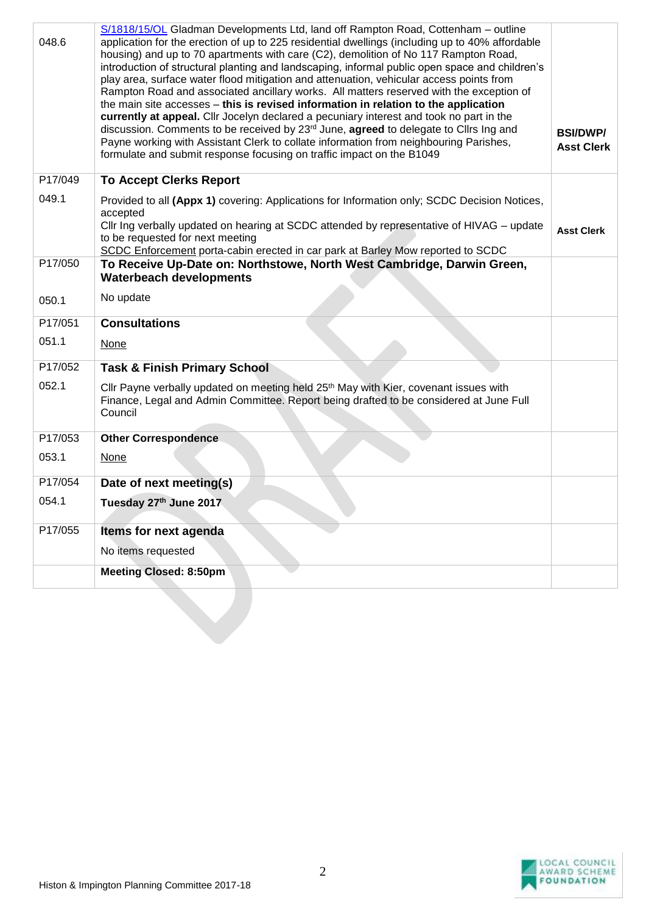| | | |
|---|---|---|
| 048.6 | S/1818/15/OL Gladman Developments Ltd, land off Rampton Road, Cottenham – outline application for the erection of up to 225 residential dwellings (including up to 40% affordable housing) and up to 70 apartments with care (C2), demolition of No 117 Rampton Road, introduction of structural planting and landscaping, informal public open space and children's play area, surface water flood mitigation and attenuation, vehicular access points from Rampton Road and associated ancillary works. All matters reserved with the exception of the main site accesses – **this is revised information in relation to the application currently at appeal.** Cllr Jocelyn declared a pecuniary interest and took no part in the discussion. Comments to be received by 23rd June, **agreed** to delegate to Cllrs Ing and Payne working with Assistant Clerk to collate information from neighbouring Parishes, formulate and submit response focusing on traffic impact on the B1049 | **BSI/DWP/ Asst Clerk** |
| P17/049 | **To Accept Clerks Report** | |
| 049.1 | Provided to all **(Appx 1)** covering: Applications for Information only; SCDC Decision Notices, accepted<br>Cllr Ing verbally updated on hearing at SCDC attended by representative of HIVAG – update to be requested for next meeting<br>SCDC Enforcement porta-cabin erected in car park at Barley Mow reported to SCDC | **Asst Clerk** |
| P17/050 | **To Receive Up-Date on: Northstowe, North West Cambridge, Darwin Green, Waterbeach developments** | |
| 050.1 | No update | |
| P17/051 | **Consultations** | |
| 051.1 | None | |
| P17/052 | **Task & Finish Primary School** | |
| 052.1 | Cllr Payne verbally updated on meeting held 25th May with Kier, covenant issues with Finance, Legal and Admin Committee. Report being drafted to be considered at June Full Council | |
| P17/053 | **Other Correspondence** | |
| 053.1 | None | |
| P17/054 | **Date of next meeting(s)** | |
| 054.1 | **Tuesday 27th June 2017** | |
| P17/055 | **Items for next agenda** | |
| | No items requested | |
| | **Meeting Closed: 8:50pm** | |